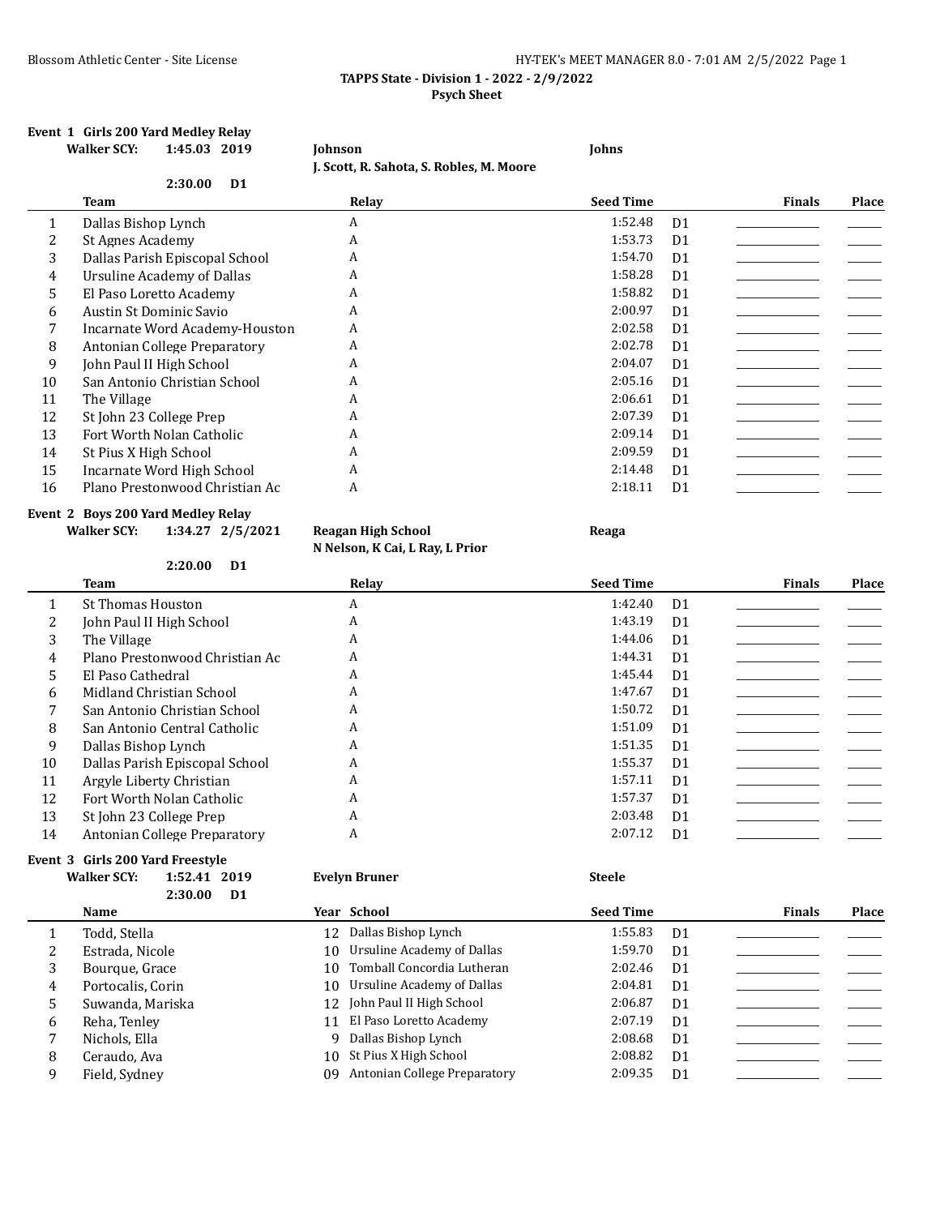**TAPPS State - Division 1 - 2022 - 2/9/2022**
**Psych Sheet**

## Event 1 Girls 200 Yard Medley Relay

**Walker SCY:** 1:45.03 2019 **Johnson** **Johns**
**J. Scott, R. Sahota, S. Robles, M. Moore**
2:30.00 D1

| | Team | Relay | Seed Time | | Finals | Place |
|---|---|---|---|---|---|---|
| 1 | Dallas Bishop Lynch | A | 1:52.48 | D1 | | |
| 2 | St Agnes Academy | A | 1:53.73 | D1 | | |
| 3 | Dallas Parish Episcopal School | A | 1:54.70 | D1 | | |
| 4 | Ursuline Academy of Dallas | A | 1:58.28 | D1 | | |
| 5 | El Paso Loretto Academy | A | 1:58.82 | D1 | | |
| 6 | Austin St Dominic Savio | A | 2:00.97 | D1 | | |
| 7 | Incarnate Word Academy-Houston | A | 2:02.58 | D1 | | |
| 8 | Antonian College Preparatory | A | 2:02.78 | D1 | | |
| 9 | John Paul II High School | A | 2:04.07 | D1 | | |
| 10 | San Antonio Christian School | A | 2:05.16 | D1 | | |
| 11 | The Village | A | 2:06.61 | D1 | | |
| 12 | St John 23 College Prep | A | 2:07.39 | D1 | | |
| 13 | Fort Worth Nolan Catholic | A | 2:09.14 | D1 | | |
| 14 | St Pius X High School | A | 2:09.59 | D1 | | |
| 15 | Incarnate Word High School | A | 2:14.48 | D1 | | |
| 16 | Plano Prestonwood Christian Ac | A | 2:18.11 | D1 | | |

## Event 2 Boys 200 Yard Medley Relay

**Walker SCY:** 1:34.27 2/5/2021 **Reagan High School** **Reaga**
**N Nelson, K Cai, L Ray, L Prior**
2:20.00 D1

| | Team | Relay | Seed Time | | Finals | Place |
|---|---|---|---|---|---|---|
| 1 | St Thomas Houston | A | 1:42.40 | D1 | | |
| 2 | John Paul II High School | A | 1:43.19 | D1 | | |
| 3 | The Village | A | 1:44.06 | D1 | | |
| 4 | Plano Prestonwood Christian Ac | A | 1:44.31 | D1 | | |
| 5 | El Paso Cathedral | A | 1:45.44 | D1 | | |
| 6 | Midland Christian School | A | 1:47.67 | D1 | | |
| 7 | San Antonio Christian School | A | 1:50.72 | D1 | | |
| 8 | San Antonio Central Catholic | A | 1:51.09 | D1 | | |
| 9 | Dallas Bishop Lynch | A | 1:51.35 | D1 | | |
| 10 | Dallas Parish Episcopal School | A | 1:55.37 | D1 | | |
| 11 | Argyle Liberty Christian | A | 1:57.11 | D1 | | |
| 12 | Fort Worth Nolan Catholic | A | 1:57.37 | D1 | | |
| 13 | St John 23 College Prep | A | 2:03.48 | D1 | | |
| 14 | Antonian College Preparatory | A | 2:07.12 | D1 | | |

## Event 3 Girls 200 Yard Freestyle

**Walker SCY:** 1:52.41 2019 **Evelyn Bruner** **Steele**
2:30.00 D1

| | Name | Year | School | Seed Time | | Finals | Place |
|---|---|---|---|---|---|---|---|
| 1 | Todd, Stella | 12 | Dallas Bishop Lynch | 1:55.83 | D1 | | |
| 2 | Estrada, Nicole | 10 | Ursuline Academy of Dallas | 1:59.70 | D1 | | |
| 3 | Bourque, Grace | 10 | Tomball Concordia Lutheran | 2:02.46 | D1 | | |
| 4 | Portocalis, Corin | 10 | Ursuline Academy of Dallas | 2:04.81 | D1 | | |
| 5 | Suwanda, Mariska | 12 | John Paul II High School | 2:06.87 | D1 | | |
| 6 | Reha, Tenley | 11 | El Paso Loretto Academy | 2:07.19 | D1 | | |
| 7 | Nichols, Ella | 9 | Dallas Bishop Lynch | 2:08.68 | D1 | | |
| 8 | Ceraudo, Ava | 10 | St Pius X High School | 2:08.82 | D1 | | |
| 9 | Field, Sydney | 09 | Antonian College Preparatory | 2:09.35 | D1 | | |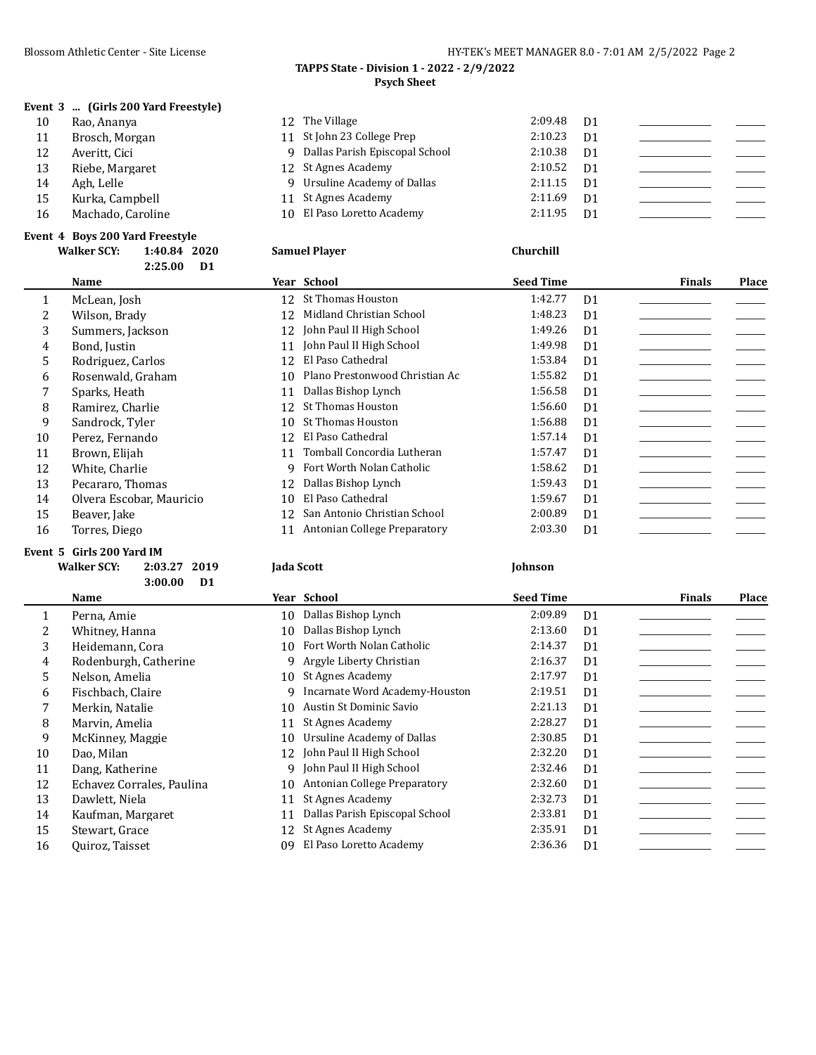**TAPPS State - Division 1 - 2022 - 2/9/2022**
**Psych Sheet**

**Event 3 ... (Girls 200 Yard Freestyle)**

| | Name | Year | School | Seed Time | | Finals | Place |
|---|---|---|---|---|---|---|---|
| 10 | Rao, Ananya | 12 | The Village | 2:09.48 | D1 | | |
| 11 | Brosch, Morgan | 11 | St John 23 College Prep | 2:10.23 | D1 | | |
| 12 | Averitt, Cici | 9 | Dallas Parish Episcopal School | 2:10.38 | D1 | | |
| 13 | Riebe, Margaret | 12 | St Agnes Academy | 2:10.52 | D1 | | |
| 14 | Agh, Lelle | 9 | Ursuline Academy of Dallas | 2:11.15 | D1 | | |
| 15 | Kurka, Campbell | 11 | St Agnes Academy | 2:11.69 | D1 | | |
| 16 | Machado, Caroline | 10 | El Paso Loretto Academy | 2:11.95 | D1 | | |

**Event 4 Boys 200 Yard Freestyle**

**Walker SCY: 1:40.84 2020 Samuel Player Churchill**
**2:25.00 D1**

| | Name | Year | School | Seed Time | | Finals | Place |
|---|---|---|---|---|---|---|---|
| 1 | McLean, Josh | 12 | St Thomas Houston | 1:42.77 | D1 | | |
| 2 | Wilson, Brady | 12 | Midland Christian School | 1:48.23 | D1 | | |
| 3 | Summers, Jackson | 12 | John Paul II High School | 1:49.26 | D1 | | |
| 4 | Bond, Justin | 11 | John Paul II High School | 1:49.98 | D1 | | |
| 5 | Rodriguez, Carlos | 12 | El Paso Cathedral | 1:53.84 | D1 | | |
| 6 | Rosenwald, Graham | 10 | Plano Prestonwood Christian Ac | 1:55.82 | D1 | | |
| 7 | Sparks, Heath | 11 | Dallas Bishop Lynch | 1:56.58 | D1 | | |
| 8 | Ramirez, Charlie | 12 | St Thomas Houston | 1:56.60 | D1 | | |
| 9 | Sandrock, Tyler | 10 | St Thomas Houston | 1:56.88 | D1 | | |
| 10 | Perez, Fernando | 12 | El Paso Cathedral | 1:57.14 | D1 | | |
| 11 | Brown, Elijah | 11 | Tomball Concordia Lutheran | 1:57.47 | D1 | | |
| 12 | White, Charlie | 9 | Fort Worth Nolan Catholic | 1:58.62 | D1 | | |
| 13 | Pecararo, Thomas | 12 | Dallas Bishop Lynch | 1:59.43 | D1 | | |
| 14 | Olvera Escobar, Mauricio | 10 | El Paso Cathedral | 1:59.67 | D1 | | |
| 15 | Beaver, Jake | 12 | San Antonio Christian School | 2:00.89 | D1 | | |
| 16 | Torres, Diego | 11 | Antonian College Preparatory | 2:03.30 | D1 | | |

**Event 5 Girls 200 Yard IM**

**Walker SCY: 2:03.27 2019 Jada Scott Johnson**
**3:00.00 D1**

| | Name | Year | School | Seed Time | | Finals | Place |
|---|---|---|---|---|---|---|---|
| 1 | Perna, Amie | 10 | Dallas Bishop Lynch | 2:09.89 | D1 | | |
| 2 | Whitney, Hanna | 10 | Dallas Bishop Lynch | 2:13.60 | D1 | | |
| 3 | Heidemann, Cora | 10 | Fort Worth Nolan Catholic | 2:14.37 | D1 | | |
| 4 | Rodenburgh, Catherine | 9 | Argyle Liberty Christian | 2:16.37 | D1 | | |
| 5 | Nelson, Amelia | 10 | St Agnes Academy | 2:17.97 | D1 | | |
| 6 | Fischbach, Claire | 9 | Incarnate Word Academy-Houston | 2:19.51 | D1 | | |
| 7 | Merkin, Natalie | 10 | Austin St Dominic Savio | 2:21.13 | D1 | | |
| 8 | Marvin, Amelia | 11 | St Agnes Academy | 2:28.27 | D1 | | |
| 9 | McKinney, Maggie | 10 | Ursuline Academy of Dallas | 2:30.85 | D1 | | |
| 10 | Dao, Milan | 12 | John Paul II High School | 2:32.20 | D1 | | |
| 11 | Dang, Katherine | 9 | John Paul II High School | 2:32.46 | D1 | | |
| 12 | Echavez Corrales, Paulina | 10 | Antonian College Preparatory | 2:32.60 | D1 | | |
| 13 | Dawlett, Niela | 11 | St Agnes Academy | 2:32.73 | D1 | | |
| 14 | Kaufman, Margaret | 11 | Dallas Parish Episcopal School | 2:33.81 | D1 | | |
| 15 | Stewart, Grace | 12 | St Agnes Academy | 2:35.91 | D1 | | |
| 16 | Quiroz, Taisset | 09 | El Paso Loretto Academy | 2:36.36 | D1 | | |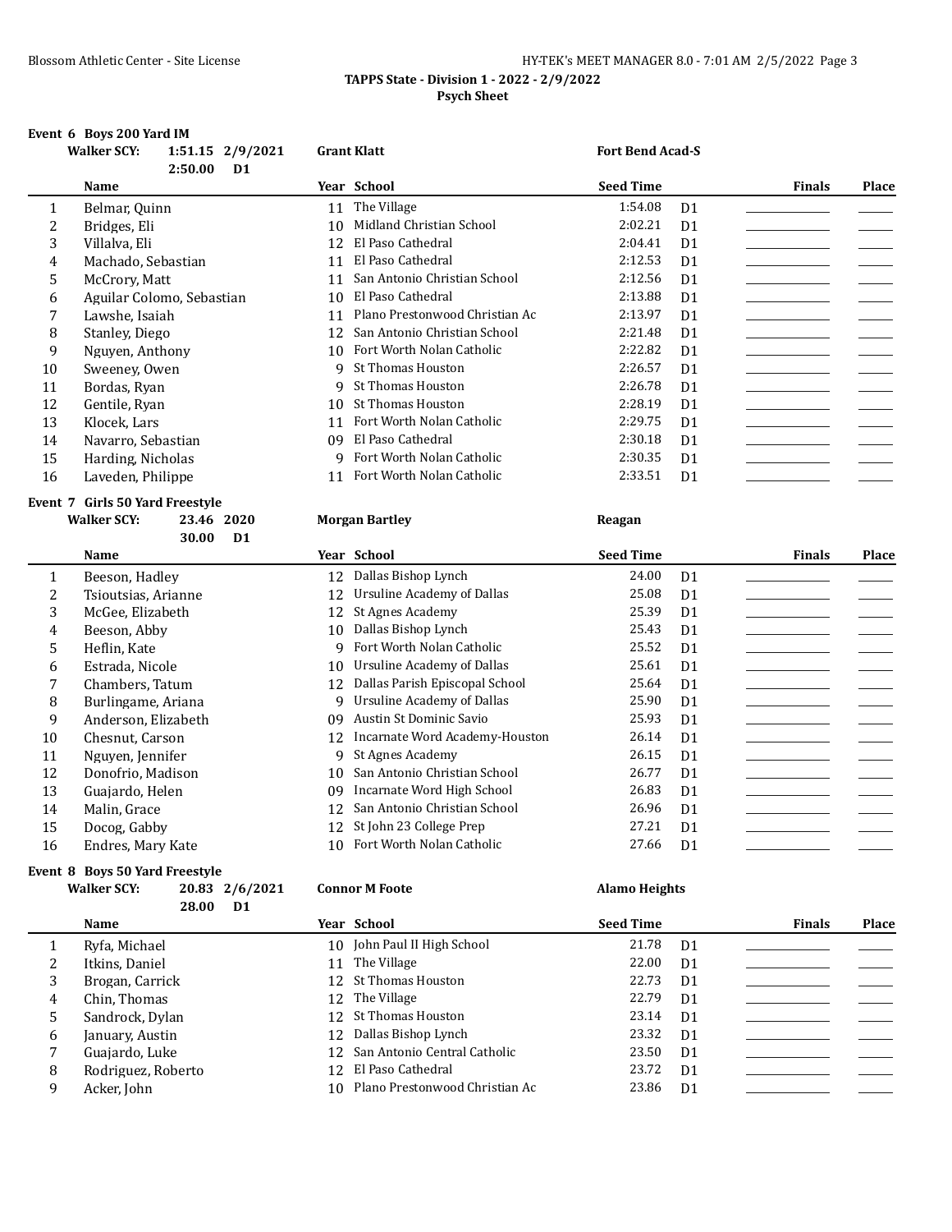**TAPPS State - Division 1 - 2022 - 2/9/2022**

**Psych Sheet**

### Event 6 Boys 200 Yard IM

**Walker SCY:** 1:51.15 2/9/2021 **Grant Klatt** **Fort Bend Acad-S**

2:50.00 D1

| | Name | Year | School | Seed Time | | Finals | Place |
|---|---|---|---|---|---|---|---|
| 1 | Belmar, Quinn | 11 | The Village | 1:54.08 | D1 | | |
| 2 | Bridges, Eli | 10 | Midland Christian School | 2:02.21 | D1 | | |
| 3 | Villalva, Eli | 12 | El Paso Cathedral | 2:04.41 | D1 | | |
| 4 | Machado, Sebastian | 11 | El Paso Cathedral | 2:12.53 | D1 | | |
| 5 | McCrory, Matt | 11 | San Antonio Christian School | 2:12.56 | D1 | | |
| 6 | Aguilar Colomo, Sebastian | 10 | El Paso Cathedral | 2:13.88 | D1 | | |
| 7 | Lawshe, Isaiah | 11 | Plano Prestonwood Christian Ac | 2:13.97 | D1 | | |
| 8 | Stanley, Diego | 12 | San Antonio Christian School | 2:21.48 | D1 | | |
| 9 | Nguyen, Anthony | 10 | Fort Worth Nolan Catholic | 2:22.82 | D1 | | |
| 10 | Sweeney, Owen | 9 | St Thomas Houston | 2:26.57 | D1 | | |
| 11 | Bordas, Ryan | 9 | St Thomas Houston | 2:26.78 | D1 | | |
| 12 | Gentile, Ryan | 10 | St Thomas Houston | 2:28.19 | D1 | | |
| 13 | Klocek, Lars | 11 | Fort Worth Nolan Catholic | 2:29.75 | D1 | | |
| 14 | Navarro, Sebastian | 09 | El Paso Cathedral | 2:30.18 | D1 | | |
| 15 | Harding, Nicholas | 9 | Fort Worth Nolan Catholic | 2:30.35 | D1 | | |
| 16 | Laveden, Philippe | 11 | Fort Worth Nolan Catholic | 2:33.51 | D1 | | |

### Event 7 Girls 50 Yard Freestyle

**Walker SCY:** 23.46 2020 **Morgan Bartley** **Reagan**

30.00 D1

| | Name | Year | School | Seed Time | | Finals | Place |
|---|---|---|---|---|---|---|---|
| 1 | Beeson, Hadley | 12 | Dallas Bishop Lynch | 24.00 | D1 | | |
| 2 | Tsioutsias, Arianne | 12 | Ursuline Academy of Dallas | 25.08 | D1 | | |
| 3 | McGee, Elizabeth | 12 | St Agnes Academy | 25.39 | D1 | | |
| 4 | Beeson, Abby | 10 | Dallas Bishop Lynch | 25.43 | D1 | | |
| 5 | Heflin, Kate | 9 | Fort Worth Nolan Catholic | 25.52 | D1 | | |
| 6 | Estrada, Nicole | 10 | Ursuline Academy of Dallas | 25.61 | D1 | | |
| 7 | Chambers, Tatum | 12 | Dallas Parish Episcopal School | 25.64 | D1 | | |
| 8 | Burlingame, Ariana | 9 | Ursuline Academy of Dallas | 25.90 | D1 | | |
| 9 | Anderson, Elizabeth | 09 | Austin St Dominic Savio | 25.93 | D1 | | |
| 10 | Chesnut, Carson | 12 | Incarnate Word Academy-Houston | 26.14 | D1 | | |
| 11 | Nguyen, Jennifer | 9 | St Agnes Academy | 26.15 | D1 | | |
| 12 | Donofrio, Madison | 10 | San Antonio Christian School | 26.77 | D1 | | |
| 13 | Guajardo, Helen | 09 | Incarnate Word High School | 26.83 | D1 | | |
| 14 | Malin, Grace | 12 | San Antonio Christian School | 26.96 | D1 | | |
| 15 | Docog, Gabby | 12 | St John 23 College Prep | 27.21 | D1 | | |
| 16 | Endres, Mary Kate | 10 | Fort Worth Nolan Catholic | 27.66 | D1 | | |

### Event 8 Boys 50 Yard Freestyle

**Walker SCY:** 20.83 2/6/2021 **Connor M Foote** **Alamo Heights**

28.00 D1

| | Name | Year | School | Seed Time | | Finals | Place |
|---|---|---|---|---|---|---|---|
| 1 | Ryfa, Michael | 10 | John Paul II High School | 21.78 | D1 | | |
| 2 | Itkins, Daniel | 11 | The Village | 22.00 | D1 | | |
| 3 | Brogan, Carrick | 12 | St Thomas Houston | 22.73 | D1 | | |
| 4 | Chin, Thomas | 12 | The Village | 22.79 | D1 | | |
| 5 | Sandrock, Dylan | 12 | St Thomas Houston | 23.14 | D1 | | |
| 6 | January, Austin | 12 | Dallas Bishop Lynch | 23.32 | D1 | | |
| 7 | Guajardo, Luke | 12 | San Antonio Central Catholic | 23.50 | D1 | | |
| 8 | Rodriguez, Roberto | 12 | El Paso Cathedral | 23.72 | D1 | | |
| 9 | Acker, John | 10 | Plano Prestonwood Christian Ac | 23.86 | D1 | | |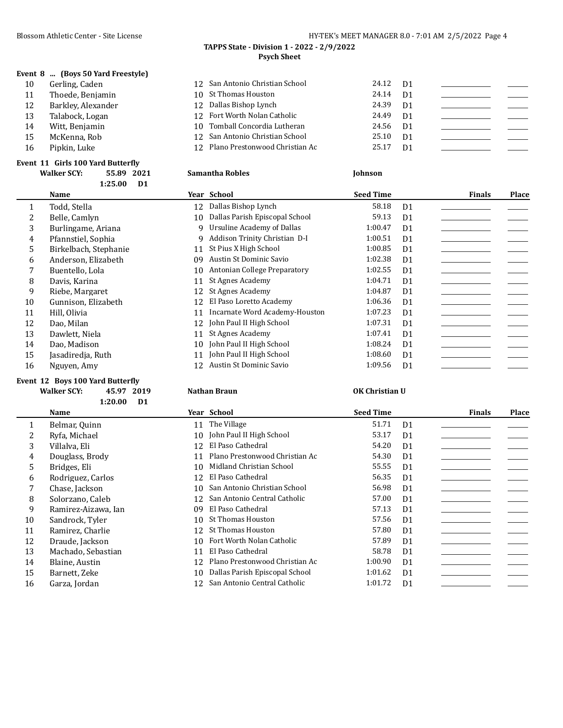**TAPPS State - Division 1 - 2022 - 2/9/2022**
**Psych Sheet**

**Event 8 ... (Boys 50 Yard Freestyle)**

| | Name | Year | School | Seed Time | | Finals | Place |
|---|---|---|---|---|---|---|---|
| 10 | Gerling, Caden | 12 | San Antonio Christian School | 24.12 | D1 | | |
| 11 | Thoede, Benjamin | 10 | St Thomas Houston | 24.14 | D1 | | |
| 12 | Barkley, Alexander | 12 | Dallas Bishop Lynch | 24.39 | D1 | | |
| 13 | Talabock, Logan | 12 | Fort Worth Nolan Catholic | 24.49 | D1 | | |
| 14 | Witt, Benjamin | 10 | Tomball Concordia Lutheran | 24.56 | D1 | | |
| 15 | McKenna, Rob | 12 | San Antonio Christian School | 25.10 | D1 | | |
| 16 | Pipkin, Luke | 12 | Plano Prestonwood Christian Ac | 25.17 | D1 | | |

**Event 11 Girls 100 Yard Butterfly**

**Walker SCY: 55.89 2021 Samantha Robles Johnson**
**1:25.00 D1**

| | Name | Year | School | Seed Time | | Finals | Place |
|---|---|---|---|---|---|---|---|
| 1 | Todd, Stella | 12 | Dallas Bishop Lynch | 58.18 | D1 | | |
| 2 | Belle, Camlyn | 10 | Dallas Parish Episcopal School | 59.13 | D1 | | |
| 3 | Burlingame, Ariana | 9 | Ursuline Academy of Dallas | 1:00.47 | D1 | | |
| 4 | Pfannstiel, Sophia | 9 | Addison Trinity Christian D-I | 1:00.51 | D1 | | |
| 5 | Birkelbach, Stephanie | 11 | St Pius X High School | 1:00.85 | D1 | | |
| 6 | Anderson, Elizabeth | 09 | Austin St Dominic Savio | 1:02.38 | D1 | | |
| 7 | Buentello, Lola | 10 | Antonian College Preparatory | 1:02.55 | D1 | | |
| 8 | Davis, Karina | 11 | St Agnes Academy | 1:04.71 | D1 | | |
| 9 | Riebe, Margaret | 12 | St Agnes Academy | 1:04.87 | D1 | | |
| 10 | Gunnison, Elizabeth | 12 | El Paso Loretto Academy | 1:06.36 | D1 | | |
| 11 | Hill, Olivia | 11 | Incarnate Word Academy-Houston | 1:07.23 | D1 | | |
| 12 | Dao, Milan | 12 | John Paul II High School | 1:07.31 | D1 | | |
| 13 | Dawlett, Niela | 11 | St Agnes Academy | 1:07.41 | D1 | | |
| 14 | Dao, Madison | 10 | John Paul II High School | 1:08.24 | D1 | | |
| 15 | Jasadiredja, Ruth | 11 | John Paul II High School | 1:08.60 | D1 | | |
| 16 | Nguyen, Amy | 12 | Austin St Dominic Savio | 1:09.56 | D1 | | |

**Event 12 Boys 100 Yard Butterfly**

**Walker SCY: 45.97 2019 Nathan Braun OK Christian U**
**1:20.00 D1**

| | Name | Year | School | Seed Time | | Finals | Place |
|---|---|---|---|---|---|---|---|
| 1 | Belmar, Quinn | 11 | The Village | 51.71 | D1 | | |
| 2 | Ryfa, Michael | 10 | John Paul II High School | 53.17 | D1 | | |
| 3 | Villalva, Eli | 12 | El Paso Cathedral | 54.20 | D1 | | |
| 4 | Douglass, Brody | 11 | Plano Prestonwood Christian Ac | 54.30 | D1 | | |
| 5 | Bridges, Eli | 10 | Midland Christian School | 55.55 | D1 | | |
| 6 | Rodriguez, Carlos | 12 | El Paso Cathedral | 56.35 | D1 | | |
| 7 | Chase, Jackson | 10 | San Antonio Christian School | 56.98 | D1 | | |
| 8 | Solorzano, Caleb | 12 | San Antonio Central Catholic | 57.00 | D1 | | |
| 9 | Ramirez-Aizawa, Ian | 09 | El Paso Cathedral | 57.13 | D1 | | |
| 10 | Sandrock, Tyler | 10 | St Thomas Houston | 57.56 | D1 | | |
| 11 | Ramirez, Charlie | 12 | St Thomas Houston | 57.80 | D1 | | |
| 12 | Draude, Jackson | 10 | Fort Worth Nolan Catholic | 57.89 | D1 | | |
| 13 | Machado, Sebastian | 11 | El Paso Cathedral | 58.78 | D1 | | |
| 14 | Blaine, Austin | 12 | Plano Prestonwood Christian Ac | 1:00.90 | D1 | | |
| 15 | Barnett, Zeke | 10 | Dallas Parish Episcopal School | 1:01.62 | D1 | | |
| 16 | Garza, Jordan | 12 | San Antonio Central Catholic | 1:01.72 | D1 | | |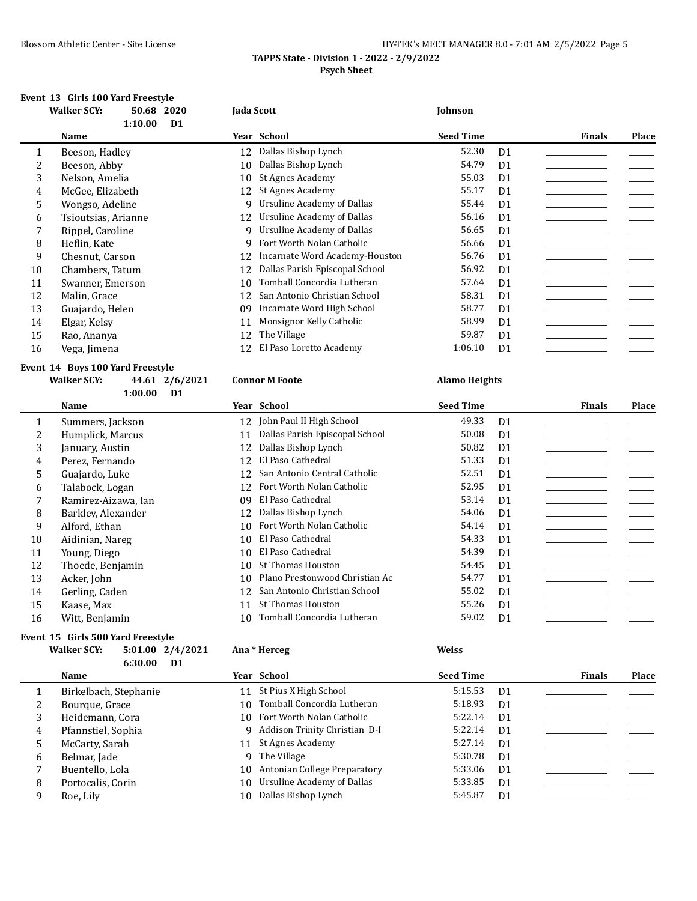**TAPPS State - Division 1 - 2022 - 2/9/2022**

**Psych Sheet**

## Event 13 Girls 100 Yard Freestyle

**Walker SCY: 50.68 2020 Jada Scott Johnson**

**1:10.00 D1**

| | Name | Year | School | Seed Time | | Finals | Place |
|---|---|---|---|---|---|---|---|
| 1 | Beeson, Hadley | 12 | Dallas Bishop Lynch | 52.30 | D1 | | |
| 2 | Beeson, Abby | 10 | Dallas Bishop Lynch | 54.79 | D1 | | |
| 3 | Nelson, Amelia | 10 | St Agnes Academy | 55.03 | D1 | | |
| 4 | McGee, Elizabeth | 12 | St Agnes Academy | 55.17 | D1 | | |
| 5 | Wongso, Adeline | 9 | Ursuline Academy of Dallas | 55.44 | D1 | | |
| 6 | Tsioutsias, Arianne | 12 | Ursuline Academy of Dallas | 56.16 | D1 | | |
| 7 | Rippel, Caroline | 9 | Ursuline Academy of Dallas | 56.65 | D1 | | |
| 8 | Heflin, Kate | 9 | Fort Worth Nolan Catholic | 56.66 | D1 | | |
| 9 | Chesnut, Carson | 12 | Incarnate Word Academy-Houston | 56.76 | D1 | | |
| 10 | Chambers, Tatum | 12 | Dallas Parish Episcopal School | 56.92 | D1 | | |
| 11 | Swanner, Emerson | 10 | Tomball Concordia Lutheran | 57.64 | D1 | | |
| 12 | Malin, Grace | 12 | San Antonio Christian School | 58.31 | D1 | | |
| 13 | Guajardo, Helen | 09 | Incarnate Word High School | 58.77 | D1 | | |
| 14 | Elgar, Kelsy | 11 | Monsignor Kelly Catholic | 58.99 | D1 | | |
| 15 | Rao, Ananya | 12 | The Village | 59.87 | D1 | | |
| 16 | Vega, Jimena | 12 | El Paso Loretto Academy | 1:06.10 | D1 | | |

## Event 14 Boys 100 Yard Freestyle

**Walker SCY: 44.61 2/6/2021 Connor M Foote Alamo Heights**

**1:00.00 D1**

| | Name | Year | School | Seed Time | | Finals | Place |
|---|---|---|---|---|---|---|---|
| 1 | Summers, Jackson | 12 | John Paul II High School | 49.33 | D1 | | |
| 2 | Humplick, Marcus | 11 | Dallas Parish Episcopal School | 50.08 | D1 | | |
| 3 | January, Austin | 12 | Dallas Bishop Lynch | 50.82 | D1 | | |
| 4 | Perez, Fernando | 12 | El Paso Cathedral | 51.33 | D1 | | |
| 5 | Guajardo, Luke | 12 | San Antonio Central Catholic | 52.51 | D1 | | |
| 6 | Talabock, Logan | 12 | Fort Worth Nolan Catholic | 52.95 | D1 | | |
| 7 | Ramirez-Aizawa, Ian | 09 | El Paso Cathedral | 53.14 | D1 | | |
| 8 | Barkley, Alexander | 12 | Dallas Bishop Lynch | 54.06 | D1 | | |
| 9 | Alford, Ethan | 10 | Fort Worth Nolan Catholic | 54.14 | D1 | | |
| 10 | Aidinian, Nareg | 10 | El Paso Cathedral | 54.33 | D1 | | |
| 11 | Young, Diego | 10 | El Paso Cathedral | 54.39 | D1 | | |
| 12 | Thoede, Benjamin | 10 | St Thomas Houston | 54.45 | D1 | | |
| 13 | Acker, John | 10 | Plano Prestonwood Christian Ac | 54.77 | D1 | | |
| 14 | Gerling, Caden | 12 | San Antonio Christian School | 55.02 | D1 | | |
| 15 | Kaase, Max | 11 | St Thomas Houston | 55.26 | D1 | | |
| 16 | Witt, Benjamin | 10 | Tomball Concordia Lutheran | 59.02 | D1 | | |

## Event 15 Girls 500 Yard Freestyle

**Walker SCY: 5:01.00 2/4/2021 Ana * Herceg Weiss**

**6:30.00 D1**

| | Name | Year | School | Seed Time | | Finals | Place |
|---|---|---|---|---|---|---|---|
| 1 | Birkelbach, Stephanie | 11 | St Pius X High School | 5:15.53 | D1 | | |
| 2 | Bourque, Grace | 10 | Tomball Concordia Lutheran | 5:18.93 | D1 | | |
| 3 | Heidemann, Cora | 10 | Fort Worth Nolan Catholic | 5:22.14 | D1 | | |
| 4 | Pfannstiel, Sophia | 9 | Addison Trinity Christian D-I | 5:22.14 | D1 | | |
| 5 | McCarty, Sarah | 11 | St Agnes Academy | 5:27.14 | D1 | | |
| 6 | Belmar, Jade | 9 | The Village | 5:30.78 | D1 | | |
| 7 | Buentello, Lola | 10 | Antonian College Preparatory | 5:33.06 | D1 | | |
| 8 | Portocalis, Corin | 10 | Ursuline Academy of Dallas | 5:33.85 | D1 | | |
| 9 | Roe, Lily | 10 | Dallas Bishop Lynch | 5:45.87 | D1 | | |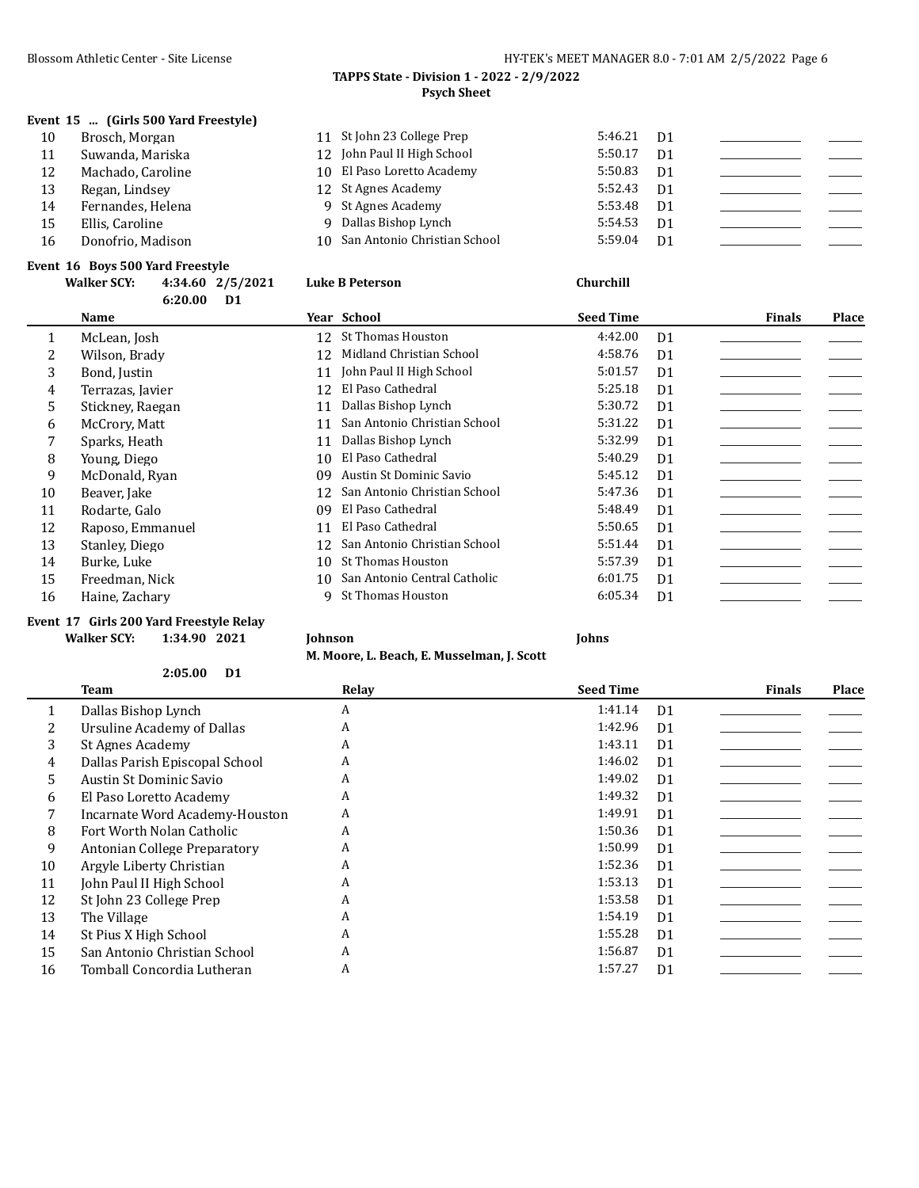**TAPPS State - Division 1 - 2022 - 2/9/2022**
**Psych Sheet**

### Event 15 ... (Girls 500 Yard Freestyle)

| | Name | Year | School | Seed Time | | Finals | Place |
|---|---|---|---|---|---|---|---|
| 10 | Brosch, Morgan | 11 | St John 23 College Prep | 5:46.21 | D1 | | |
| 11 | Suwanda, Mariska | 12 | John Paul II High School | 5:50.17 | D1 | | |
| 12 | Machado, Caroline | 10 | El Paso Loretto Academy | 5:50.83 | D1 | | |
| 13 | Regan, Lindsey | 12 | St Agnes Academy | 5:52.43 | D1 | | |
| 14 | Fernandes, Helena | 9 | St Agnes Academy | 5:53.48 | D1 | | |
| 15 | Ellis, Caroline | 9 | Dallas Bishop Lynch | 5:54.53 | D1 | | |
| 16 | Donofrio, Madison | 10 | San Antonio Christian School | 5:59.04 | D1 | | |

### Event 16 Boys 500 Yard Freestyle

**Walker SCY: 4:34.60 2/5/2021 Luke B Peterson Churchill**

**6:20.00 D1**

| | Name | Year | School | Seed Time | | Finals | Place |
|---|---|---|---|---|---|---|---|
| 1 | McLean, Josh | 12 | St Thomas Houston | 4:42.00 | D1 | | |
| 2 | Wilson, Brady | 12 | Midland Christian School | 4:58.76 | D1 | | |
| 3 | Bond, Justin | 11 | John Paul II High School | 5:01.57 | D1 | | |
| 4 | Terrazas, Javier | 12 | El Paso Cathedral | 5:25.18 | D1 | | |
| 5 | Stickney, Raegan | 11 | Dallas Bishop Lynch | 5:30.72 | D1 | | |
| 6 | McCrory, Matt | 11 | San Antonio Christian School | 5:31.22 | D1 | | |
| 7 | Sparks, Heath | 11 | Dallas Bishop Lynch | 5:32.99 | D1 | | |
| 8 | Young, Diego | 10 | El Paso Cathedral | 5:40.29 | D1 | | |
| 9 | McDonald, Ryan | 09 | Austin St Dominic Savio | 5:45.12 | D1 | | |
| 10 | Beaver, Jake | 12 | San Antonio Christian School | 5:47.36 | D1 | | |
| 11 | Rodarte, Galo | 09 | El Paso Cathedral | 5:48.49 | D1 | | |
| 12 | Raposo, Emmanuel | 11 | El Paso Cathedral | 5:50.65 | D1 | | |
| 13 | Stanley, Diego | 12 | San Antonio Christian School | 5:51.44 | D1 | | |
| 14 | Burke, Luke | 10 | St Thomas Houston | 5:57.39 | D1 | | |
| 15 | Freedman, Nick | 10 | San Antonio Central Catholic | 6:01.75 | D1 | | |
| 16 | Haine, Zachary | 9 | St Thomas Houston | 6:05.34 | D1 | | |

### Event 17 Girls 200 Yard Freestyle Relay

**Walker SCY: 1:34.90 2021 Johnson Johns**

**M. Moore, L. Beach, E. Musselman, J. Scott**

**2:05.00 D1**

| | Team | Relay | Seed Time | | Finals | Place |
|---|---|---|---|---|---|---|
| 1 | Dallas Bishop Lynch | A | 1:41.14 | D1 | | |
| 2 | Ursuline Academy of Dallas | A | 1:42.96 | D1 | | |
| 3 | St Agnes Academy | A | 1:43.11 | D1 | | |
| 4 | Dallas Parish Episcopal School | A | 1:46.02 | D1 | | |
| 5 | Austin St Dominic Savio | A | 1:49.02 | D1 | | |
| 6 | El Paso Loretto Academy | A | 1:49.32 | D1 | | |
| 7 | Incarnate Word Academy-Houston | A | 1:49.91 | D1 | | |
| 8 | Fort Worth Nolan Catholic | A | 1:50.36 | D1 | | |
| 9 | Antonian College Preparatory | A | 1:50.99 | D1 | | |
| 10 | Argyle Liberty Christian | A | 1:52.36 | D1 | | |
| 11 | John Paul II High School | A | 1:53.13 | D1 | | |
| 12 | St John 23 College Prep | A | 1:53.58 | D1 | | |
| 13 | The Village | A | 1:54.19 | D1 | | |
| 14 | St Pius X High School | A | 1:55.28 | D1 | | |
| 15 | San Antonio Christian School | A | 1:56.87 | D1 | | |
| 16 | Tomball Concordia Lutheran | A | 1:57.27 | D1 | | |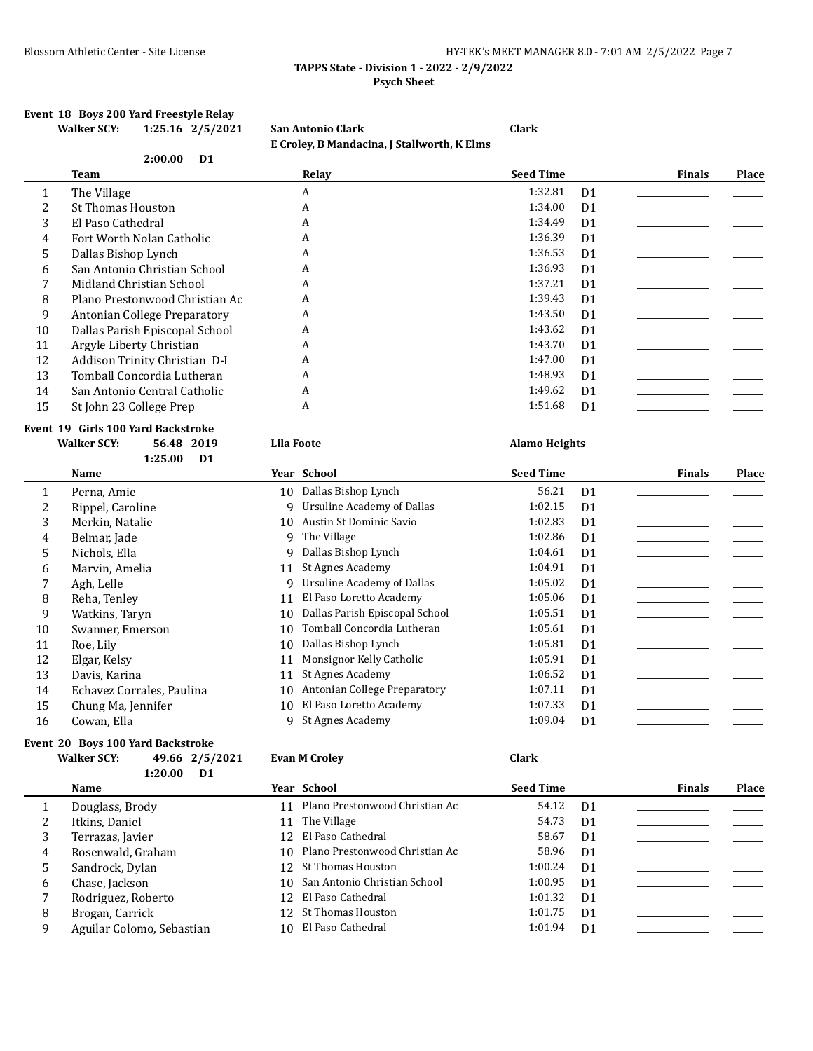**TAPPS State - Division 1 - 2022 - 2/9/2022**
**Psych Sheet**

### Event 18 Boys 200 Yard Freestyle Relay

**Walker SCY:** 1:25.16 2/5/2021 **San Antonio Clark** **Clark**
**E Croley, B Mandacina, J Stallworth, K Elms**

2:00.00 D1

| | Team | Relay | Seed Time | | Finals | Place |
|---|---|---|---|---|---|---|
| 1 | The Village | A | 1:32.81 | D1 | | |
| 2 | St Thomas Houston | A | 1:34.00 | D1 | | |
| 3 | El Paso Cathedral | A | 1:34.49 | D1 | | |
| 4 | Fort Worth Nolan Catholic | A | 1:36.39 | D1 | | |
| 5 | Dallas Bishop Lynch | A | 1:36.53 | D1 | | |
| 6 | San Antonio Christian School | A | 1:36.93 | D1 | | |
| 7 | Midland Christian School | A | 1:37.21 | D1 | | |
| 8 | Plano Prestonwood Christian Ac | A | 1:39.43 | D1 | | |
| 9 | Antonian College Preparatory | A | 1:43.50 | D1 | | |
| 10 | Dallas Parish Episcopal School | A | 1:43.62 | D1 | | |
| 11 | Argyle Liberty Christian | A | 1:43.70 | D1 | | |
| 12 | Addison Trinity Christian D-I | A | 1:47.00 | D1 | | |
| 13 | Tomball Concordia Lutheran | A | 1:48.93 | D1 | | |
| 14 | San Antonio Central Catholic | A | 1:49.62 | D1 | | |
| 15 | St John 23 College Prep | A | 1:51.68 | D1 | | |

### Event 19 Girls 100 Yard Backstroke

**Walker SCY:** 56.48 2019 **Lila Foote** **Alamo Heights**

1:25.00 D1

| | Name | Year | School | Seed Time | | Finals | Place |
|---|---|---|---|---|---|---|---|
| 1 | Perna, Amie | 10 | Dallas Bishop Lynch | 56.21 | D1 | | |
| 2 | Rippel, Caroline | 9 | Ursuline Academy of Dallas | 1:02.15 | D1 | | |
| 3 | Merkin, Natalie | 10 | Austin St Dominic Savio | 1:02.83 | D1 | | |
| 4 | Belmar, Jade | 9 | The Village | 1:02.86 | D1 | | |
| 5 | Nichols, Ella | 9 | Dallas Bishop Lynch | 1:04.61 | D1 | | |
| 6 | Marvin, Amelia | 11 | St Agnes Academy | 1:04.91 | D1 | | |
| 7 | Agh, Lelle | 9 | Ursuline Academy of Dallas | 1:05.02 | D1 | | |
| 8 | Reha, Tenley | 11 | El Paso Loretto Academy | 1:05.06 | D1 | | |
| 9 | Watkins, Taryn | 10 | Dallas Parish Episcopal School | 1:05.51 | D1 | | |
| 10 | Swanner, Emerson | 10 | Tomball Concordia Lutheran | 1:05.61 | D1 | | |
| 11 | Roe, Lily | 10 | Dallas Bishop Lynch | 1:05.81 | D1 | | |
| 12 | Elgar, Kelsy | 11 | Monsignor Kelly Catholic | 1:05.91 | D1 | | |
| 13 | Davis, Karina | 11 | St Agnes Academy | 1:06.52 | D1 | | |
| 14 | Echavez Corrales, Paulina | 10 | Antonian College Preparatory | 1:07.11 | D1 | | |
| 15 | Chung Ma, Jennifer | 10 | El Paso Loretto Academy | 1:07.33 | D1 | | |
| 16 | Cowan, Ella | 9 | St Agnes Academy | 1:09.04 | D1 | | |

### Event 20 Boys 100 Yard Backstroke

**Walker SCY:** 49.66 2/5/2021 **Evan M Croley** **Clark**

1:20.00 D1

| | Name | Year | School | Seed Time | | Finals | Place |
|---|---|---|---|---|---|---|---|
| 1 | Douglass, Brody | 11 | Plano Prestonwood Christian Ac | 54.12 | D1 | | |
| 2 | Itkins, Daniel | 11 | The Village | 54.73 | D1 | | |
| 3 | Terrazas, Javier | 12 | El Paso Cathedral | 58.67 | D1 | | |
| 4 | Rosenwald, Graham | 10 | Plano Prestonwood Christian Ac | 58.96 | D1 | | |
| 5 | Sandrock, Dylan | 12 | St Thomas Houston | 1:00.24 | D1 | | |
| 6 | Chase, Jackson | 10 | San Antonio Christian School | 1:00.95 | D1 | | |
| 7 | Rodriguez, Roberto | 12 | El Paso Cathedral | 1:01.32 | D1 | | |
| 8 | Brogan, Carrick | 12 | St Thomas Houston | 1:01.75 | D1 | | |
| 9 | Aguilar Colomo, Sebastian | 10 | El Paso Cathedral | 1:01.94 | D1 | | |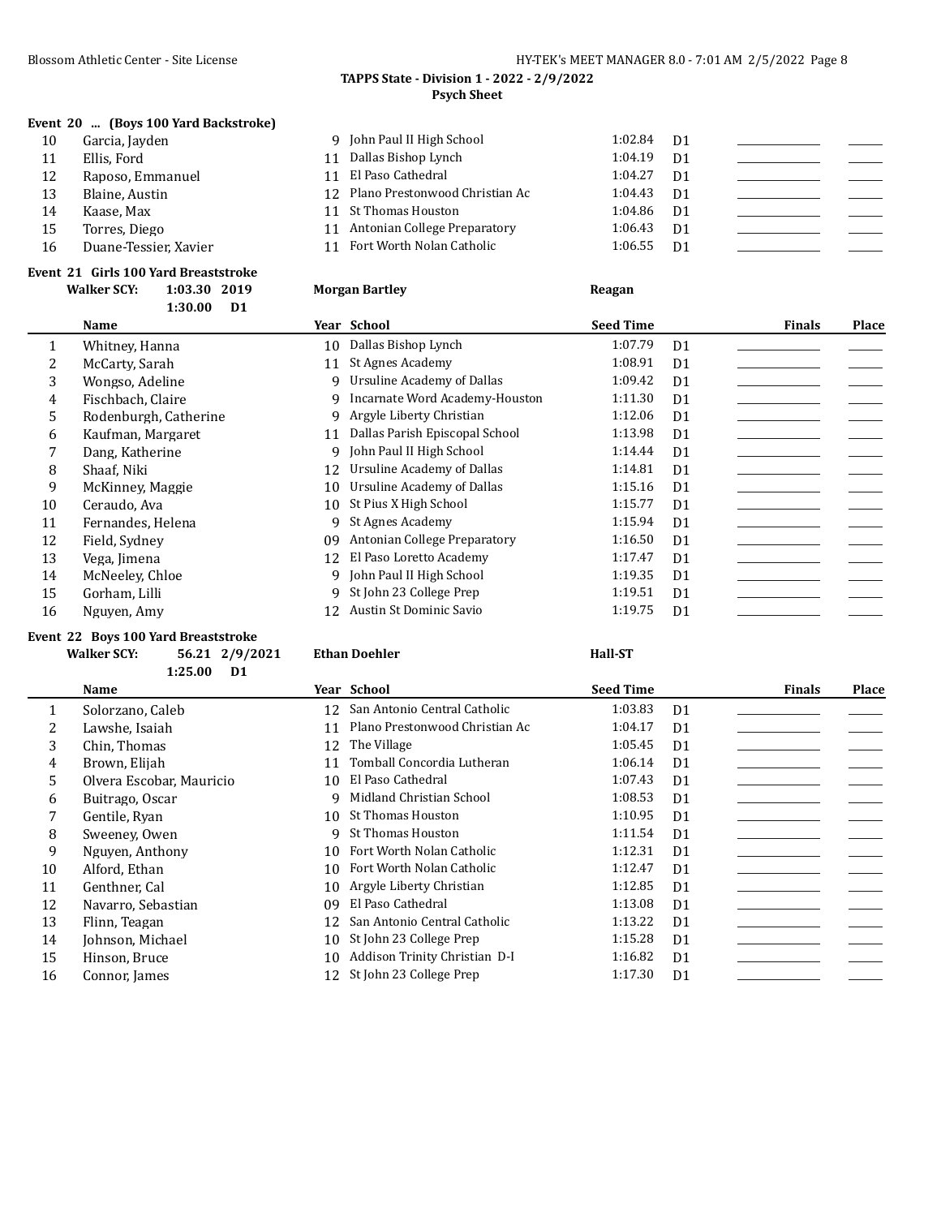TAPPS State - Division 1 - 2022 - 2/9/2022

Psych Sheet

## Event 20 ... (Boys 100 Yard Backstroke)

| | Name | Year | School | Seed Time | | Finals | Place |
|---|---|---|---|---|---|---|---|
| 10 | Garcia, Jayden | 9 | John Paul II High School | 1:02.84 | D1 | | |
| 11 | Ellis, Ford | 11 | Dallas Bishop Lynch | 1:04.19 | D1 | | |
| 12 | Raposo, Emmanuel | 11 | El Paso Cathedral | 1:04.27 | D1 | | |
| 13 | Blaine, Austin | 12 | Plano Prestonwood Christian Ac | 1:04.43 | D1 | | |
| 14 | Kaase, Max | 11 | St Thomas Houston | 1:04.86 | D1 | | |
| 15 | Torres, Diego | 11 | Antonian College Preparatory | 1:06.43 | D1 | | |
| 16 | Duane-Tessier, Xavier | 11 | Fort Worth Nolan Catholic | 1:06.55 | D1 | | |

## Event 21 Girls 100 Yard Breaststroke

**Walker SCY: 1:03.30 2019 Morgan Bartley Reagan**

**1:30.00 D1**

| | Name | Year | School | Seed Time | | Finals | Place |
|---|---|---|---|---|---|---|---|
| 1 | Whitney, Hanna | 10 | Dallas Bishop Lynch | 1:07.79 | D1 | | |
| 2 | McCarty, Sarah | 11 | St Agnes Academy | 1:08.91 | D1 | | |
| 3 | Wongso, Adeline | 9 | Ursuline Academy of Dallas | 1:09.42 | D1 | | |
| 4 | Fischbach, Claire | 9 | Incarnate Word Academy-Houston | 1:11.30 | D1 | | |
| 5 | Rodenburgh, Catherine | 9 | Argyle Liberty Christian | 1:12.06 | D1 | | |
| 6 | Kaufman, Margaret | 11 | Dallas Parish Episcopal School | 1:13.98 | D1 | | |
| 7 | Dang, Katherine | 9 | John Paul II High School | 1:14.44 | D1 | | |
| 8 | Shaaf, Niki | 12 | Ursuline Academy of Dallas | 1:14.81 | D1 | | |
| 9 | McKinney, Maggie | 10 | Ursuline Academy of Dallas | 1:15.16 | D1 | | |
| 10 | Ceraudo, Ava | 10 | St Pius X High School | 1:15.77 | D1 | | |
| 11 | Fernandes, Helena | 9 | St Agnes Academy | 1:15.94 | D1 | | |
| 12 | Field, Sydney | 09 | Antonian College Preparatory | 1:16.50 | D1 | | |
| 13 | Vega, Jimena | 12 | El Paso Loretto Academy | 1:17.47 | D1 | | |
| 14 | McNeeley, Chloe | 9 | John Paul II High School | 1:19.35 | D1 | | |
| 15 | Gorham, Lilli | 9 | St John 23 College Prep | 1:19.51 | D1 | | |
| 16 | Nguyen, Amy | 12 | Austin St Dominic Savio | 1:19.75 | D1 | | |

## Event 22 Boys 100 Yard Breaststroke

**Walker SCY: 56.21 2/9/2021 Ethan Doehler Hall-ST**

**1:25.00 D1**

| | Name | Year | School | Seed Time | | Finals | Place |
|---|---|---|---|---|---|---|---|
| 1 | Solorzano, Caleb | 12 | San Antonio Central Catholic | 1:03.83 | D1 | | |
| 2 | Lawshe, Isaiah | 11 | Plano Prestonwood Christian Ac | 1:04.17 | D1 | | |
| 3 | Chin, Thomas | 12 | The Village | 1:05.45 | D1 | | |
| 4 | Brown, Elijah | 11 | Tomball Concordia Lutheran | 1:06.14 | D1 | | |
| 5 | Olvera Escobar, Mauricio | 10 | El Paso Cathedral | 1:07.43 | D1 | | |
| 6 | Buitrago, Oscar | 9 | Midland Christian School | 1:08.53 | D1 | | |
| 7 | Gentile, Ryan | 10 | St Thomas Houston | 1:10.95 | D1 | | |
| 8 | Sweeney, Owen | 9 | St Thomas Houston | 1:11.54 | D1 | | |
| 9 | Nguyen, Anthony | 10 | Fort Worth Nolan Catholic | 1:12.31 | D1 | | |
| 10 | Alford, Ethan | 10 | Fort Worth Nolan Catholic | 1:12.47 | D1 | | |
| 11 | Genthner, Cal | 10 | Argyle Liberty Christian | 1:12.85 | D1 | | |
| 12 | Navarro, Sebastian | 09 | El Paso Cathedral | 1:13.08 | D1 | | |
| 13 | Flinn, Teagan | 12 | San Antonio Central Catholic | 1:13.22 | D1 | | |
| 14 | Johnson, Michael | 10 | St John 23 College Prep | 1:15.28 | D1 | | |
| 15 | Hinson, Bruce | 10 | Addison Trinity Christian D-I | 1:16.82 | D1 | | |
| 16 | Connor, James | 12 | St John 23 College Prep | 1:17.30 | D1 | | |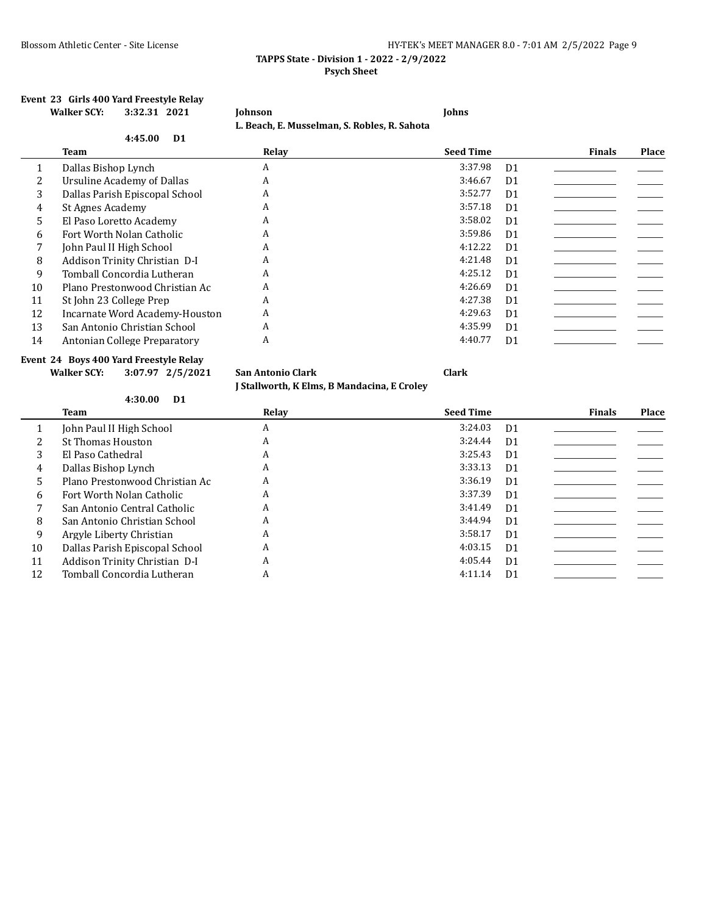**Event 23 Girls 400 Yard Freestyle Relay**

**Walker SCY:** 3:32.31 2021 **Johnson** **Johns**
**L. Beach, E. Musselman, S. Robles, R. Sahota**

4:45.00 D1

| | Team | Relay | Seed Time | | Finals | Place |
|---|---|---|---|---|---|---|
| 1 | Dallas Bishop Lynch | A | 3:37.98 | D1 | | |
| 2 | Ursuline Academy of Dallas | A | 3:46.67 | D1 | | |
| 3 | Dallas Parish Episcopal School | A | 3:52.77 | D1 | | |
| 4 | St Agnes Academy | A | 3:57.18 | D1 | | |
| 5 | El Paso Loretto Academy | A | 3:58.02 | D1 | | |
| 6 | Fort Worth Nolan Catholic | A | 3:59.86 | D1 | | |
| 7 | John Paul II High School | A | 4:12.22 | D1 | | |
| 8 | Addison Trinity Christian D-I | A | 4:21.48 | D1 | | |
| 9 | Tomball Concordia Lutheran | A | 4:25.12 | D1 | | |
| 10 | Plano Prestonwood Christian Ac | A | 4:26.69 | D1 | | |
| 11 | St John 23 College Prep | A | 4:27.38 | D1 | | |
| 12 | Incarnate Word Academy-Houston | A | 4:29.63 | D1 | | |
| 13 | San Antonio Christian School | A | 4:35.99 | D1 | | |
| 14 | Antonian College Preparatory | A | 4:40.77 | D1 | | |

**Event 24 Boys 400 Yard Freestyle Relay**

**Walker SCY:** 3:07.97 2/5/2021 **San Antonio Clark** **Clark**
**J Stallworth, K Elms, B Mandacina, E Croley**

4:30.00 D1

| | Team | Relay | Seed Time | | Finals | Place |
|---|---|---|---|---|---|---|
| 1 | John Paul II High School | A | 3:24.03 | D1 | | |
| 2 | St Thomas Houston | A | 3:24.44 | D1 | | |
| 3 | El Paso Cathedral | A | 3:25.43 | D1 | | |
| 4 | Dallas Bishop Lynch | A | 3:33.13 | D1 | | |
| 5 | Plano Prestonwood Christian Ac | A | 3:36.19 | D1 | | |
| 6 | Fort Worth Nolan Catholic | A | 3:37.39 | D1 | | |
| 7 | San Antonio Central Catholic | A | 3:41.49 | D1 | | |
| 8 | San Antonio Christian School | A | 3:44.94 | D1 | | |
| 9 | Argyle Liberty Christian | A | 3:58.17 | D1 | | |
| 10 | Dallas Parish Episcopal School | A | 4:03.15 | D1 | | |
| 11 | Addison Trinity Christian D-I | A | 4:05.44 | D1 | | |
| 12 | Tomball Concordia Lutheran | A | 4:11.14 | D1 | | |